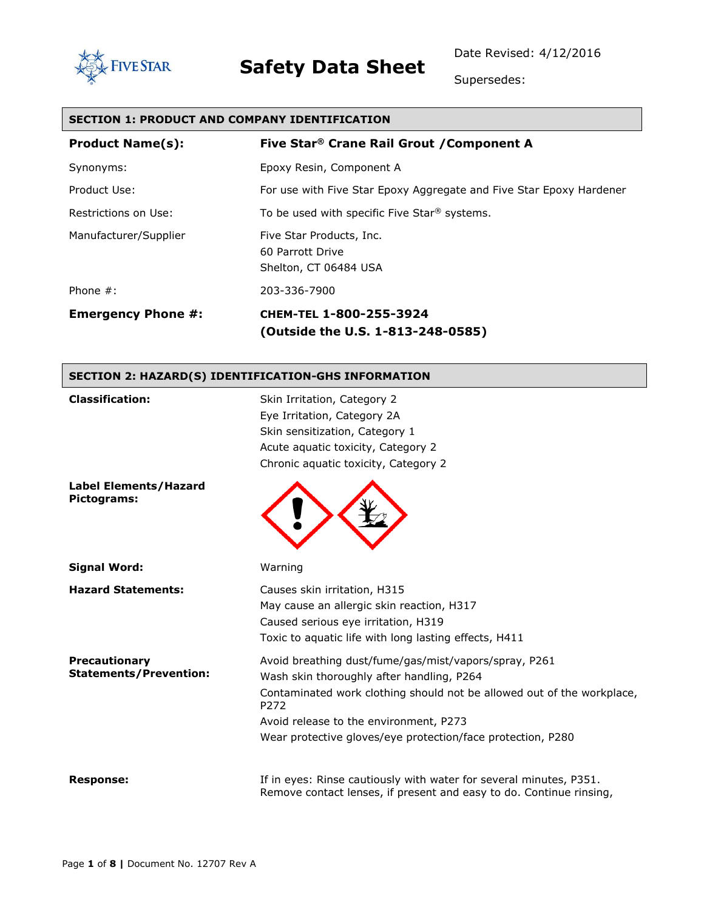Five Star

# Safety Data Sheet

Date Revised: 4/12/2016

Supersedes:

## SECTION 1: PRODUCT AND COMPANY IDENTIFICATION

| | |
|---|---|
| **Product Name(s):** | **Five Star® Crane Rail Grout /Component A** |
| Synonyms: | Epoxy Resin, Component A |
| Product Use: | For use with Five Star Epoxy Aggregate and Five Star Epoxy Hardener |
| Restrictions on Use: | To be used with specific Five Star® systems. |
| Manufacturer/Supplier | Five Star Products, Inc.<br>60 Parrott Drive<br>Shelton, CT 06484 USA |
| Phone #: | 203-336-7900 |
| **Emergency Phone #:** | **CHEM-TEL 1-800-255-3924**<br>**(Outside the U.S. 1-813-248-0585)** |

## SECTION 2: HAZARD(S) IDENTIFICATION-GHS INFORMATION

**Classification:**

Skin Irritation, Category 2
Eye Irritation, Category 2A
Skin sensitization, Category 1
Acute aquatic toxicity, Category 2
Chronic aquatic toxicity, Category 2

**Label Elements/Hazard Pictograms:**

**Signal Word:** Warning

**Hazard Statements:**

Causes skin irritation, H315
May cause an allergic skin reaction, H317
Caused serious eye irritation, H319
Toxic to aquatic life with long lasting effects, H411

**Precautionary Statements/Prevention:**

Avoid breathing dust/fume/gas/mist/vapors/spray, P261
Wash skin thoroughly after handling, P264
Contaminated work clothing should not be allowed out of the workplace, P272
Avoid release to the environment, P273
Wear protective gloves/eye protection/face protection, P280

**Response:**

If in eyes: Rinse cautiously with water for several minutes, P351. Remove contact lenses, if present and easy to do. Continue rinsing,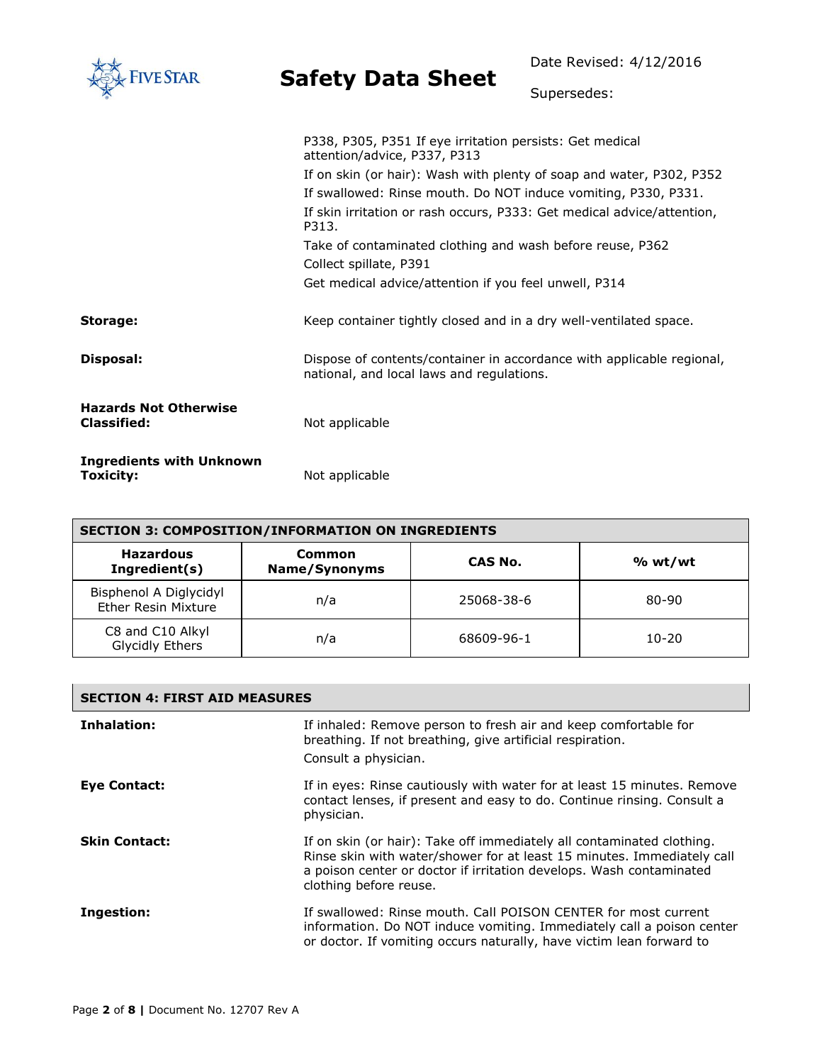P338, P305, P351 If eye irritation persists: Get medical attention/advice, P337, P313

If on skin (or hair): Wash with plenty of soap and water, P302, P352

If swallowed: Rinse mouth. Do NOT induce vomiting, P330, P331.

If skin irritation or rash occurs, P333: Get medical advice/attention, P313.

Take of contaminated clothing and wash before reuse, P362

Collect spillate, P391

Get medical advice/attention if you feel unwell, P314

**Storage:** Keep container tightly closed and in a dry well-ventilated space.

**Disposal:** Dispose of contents/container in accordance with applicable regional, national, and local laws and regulations.

**Hazards Not Otherwise Classified:** Not applicable

**Ingredients with Unknown Toxicity:** Not applicable

## SECTION 3: COMPOSITION/INFORMATION ON INGREDIENTS

| Hazardous Ingredient(s) | Common Name/Synonyms | CAS No. | % wt/wt |
|---|---|---|---|
| Bisphenol A Diglycidyl Ether Resin Mixture | n/a | 25068-38-6 | 80-90 |
| C8 and C10 Alkyl Glycidly Ethers | n/a | 68609-96-1 | 10-20 |

## SECTION 4: FIRST AID MEASURES

**Inhalation:** If inhaled: Remove person to fresh air and keep comfortable for breathing. If not breathing, give artificial respiration.

Consult a physician.

**Eye Contact:** If in eyes: Rinse cautiously with water for at least 15 minutes. Remove contact lenses, if present and easy to do. Continue rinsing. Consult a physician.

**Skin Contact:** If on skin (or hair): Take off immediately all contaminated clothing. Rinse skin with water/shower for at least 15 minutes. Immediately call a poison center or doctor if irritation develops. Wash contaminated clothing before reuse.

**Ingestion:** If swallowed: Rinse mouth. Call POISON CENTER for most current information. Do NOT induce vomiting. Immediately call a poison center or doctor. If vomiting occurs naturally, have victim lean forward to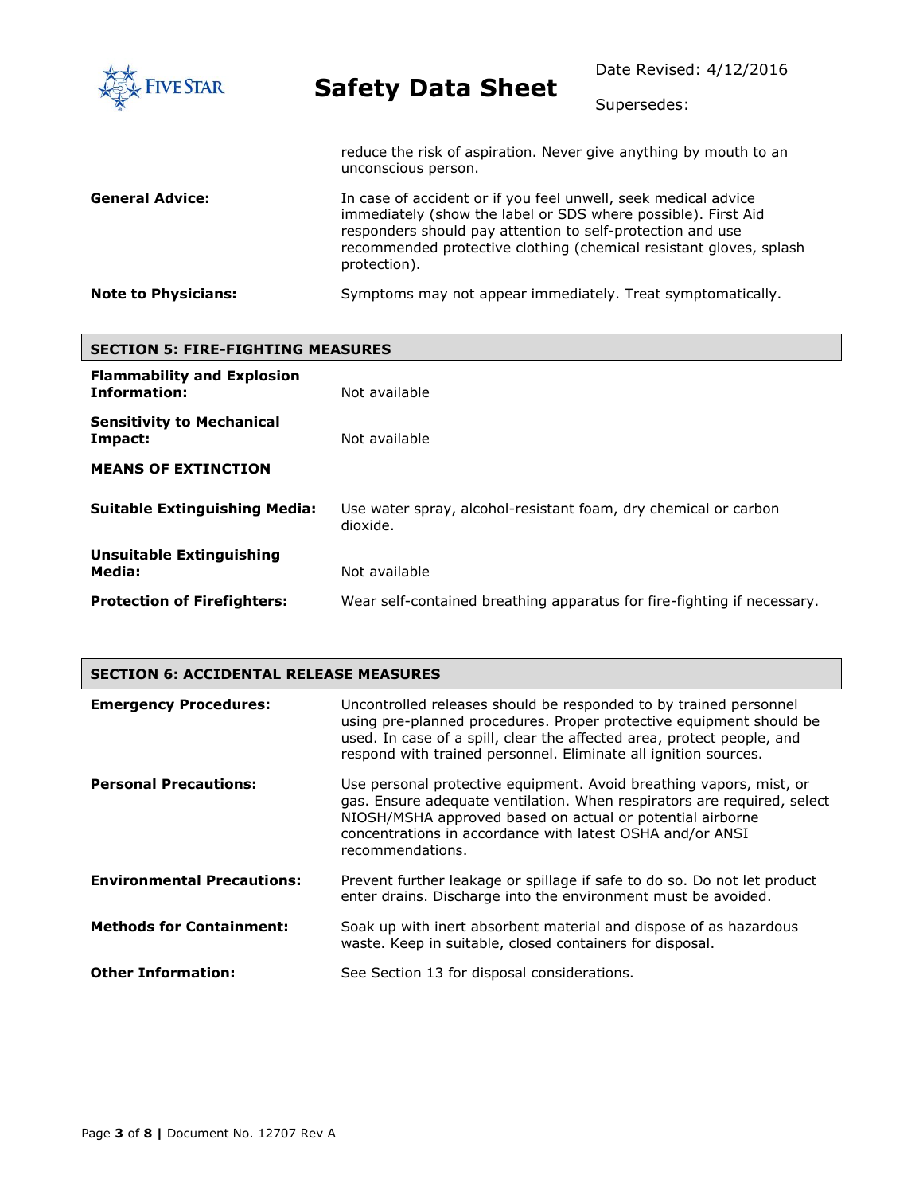reduce the risk of aspiration. Never give anything by mouth to an unconscious person.

**General Advice:** In case of accident or if you feel unwell, seek medical advice immediately (show the label or SDS where possible). First Aid responders should pay attention to self-protection and use recommended protective clothing (chemical resistant gloves, splash protection).

**Note to Physicians:** Symptoms may not appear immediately. Treat symptomatically.

## SECTION 5: FIRE-FIGHTING MEASURES

**Flammability and Explosion Information:** Not available

**Sensitivity to Mechanical Impact:** Not available

**MEANS OF EXTINCTION**

**Suitable Extinguishing Media:** Use water spray, alcohol-resistant foam, dry chemical or carbon dioxide.

**Unsuitable Extinguishing Media:** Not available

**Protection of Firefighters:** Wear self-contained breathing apparatus for fire-fighting if necessary.

## SECTION 6: ACCIDENTAL RELEASE MEASURES

**Emergency Procedures:** Uncontrolled releases should be responded to by trained personnel using pre-planned procedures. Proper protective equipment should be used. In case of a spill, clear the affected area, protect people, and respond with trained personnel. Eliminate all ignition sources.

**Personal Precautions:** Use personal protective equipment. Avoid breathing vapors, mist, or gas. Ensure adequate ventilation. When respirators are required, select NIOSH/MSHA approved based on actual or potential airborne concentrations in accordance with latest OSHA and/or ANSI recommendations.

**Environmental Precautions:** Prevent further leakage or spillage if safe to do so. Do not let product enter drains. Discharge into the environment must be avoided.

**Methods for Containment:** Soak up with inert absorbent material and dispose of as hazardous waste. Keep in suitable, closed containers for disposal.

**Other Information:** See Section 13 for disposal considerations.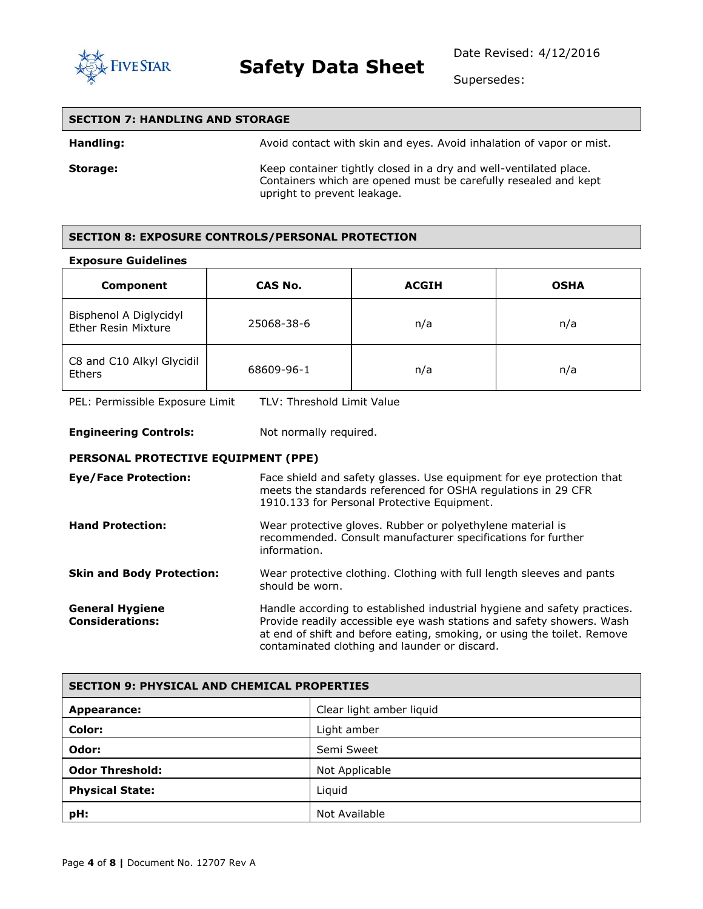## SECTION 7: HANDLING AND STORAGE

**Handling:** Avoid contact with skin and eyes. Avoid inhalation of vapor or mist.

**Storage:** Keep container tightly closed in a dry and well-ventilated place. Containers which are opened must be carefully resealed and kept upright to prevent leakage.

## SECTION 8: EXPOSURE CONTROLS/PERSONAL PROTECTION

**Exposure Guidelines**

| Component | CAS No. | ACGIH | OSHA |
|---|---|---|---|
| Bisphenol A Diglycidyl Ether Resin Mixture | 25068-38-6 | n/a | n/a |
| C8 and C10 Alkyl Glycidil Ethers | 68609-96-1 | n/a | n/a |

PEL: Permissible Exposure Limit TLV: Threshold Limit Value

**Engineering Controls:** Not normally required.

**PERSONAL PROTECTIVE EQUIPMENT (PPE)**

**Eye/Face Protection:** Face shield and safety glasses. Use equipment for eye protection that meets the standards referenced for OSHA regulations in 29 CFR 1910.133 for Personal Protective Equipment.

**Hand Protection:** Wear protective gloves. Rubber or polyethylene material is recommended. Consult manufacturer specifications for further information.

**Skin and Body Protection:** Wear protective clothing. Clothing with full length sleeves and pants should be worn.

**General Hygiene Considerations:** Handle according to established industrial hygiene and safety practices. Provide readily accessible eye wash stations and safety showers. Wash at end of shift and before eating, smoking, or using the toilet. Remove contaminated clothing and launder or discard.

## SECTION 9: PHYSICAL AND CHEMICAL PROPERTIES

| | |
|---|---|
| **Appearance:** | Clear light amber liquid |
| **Color:** | Light amber |
| **Odor:** | Semi Sweet |
| **Odor Threshold:** | Not Applicable |
| **Physical State:** | Liquid |
| **pH:** | Not Available |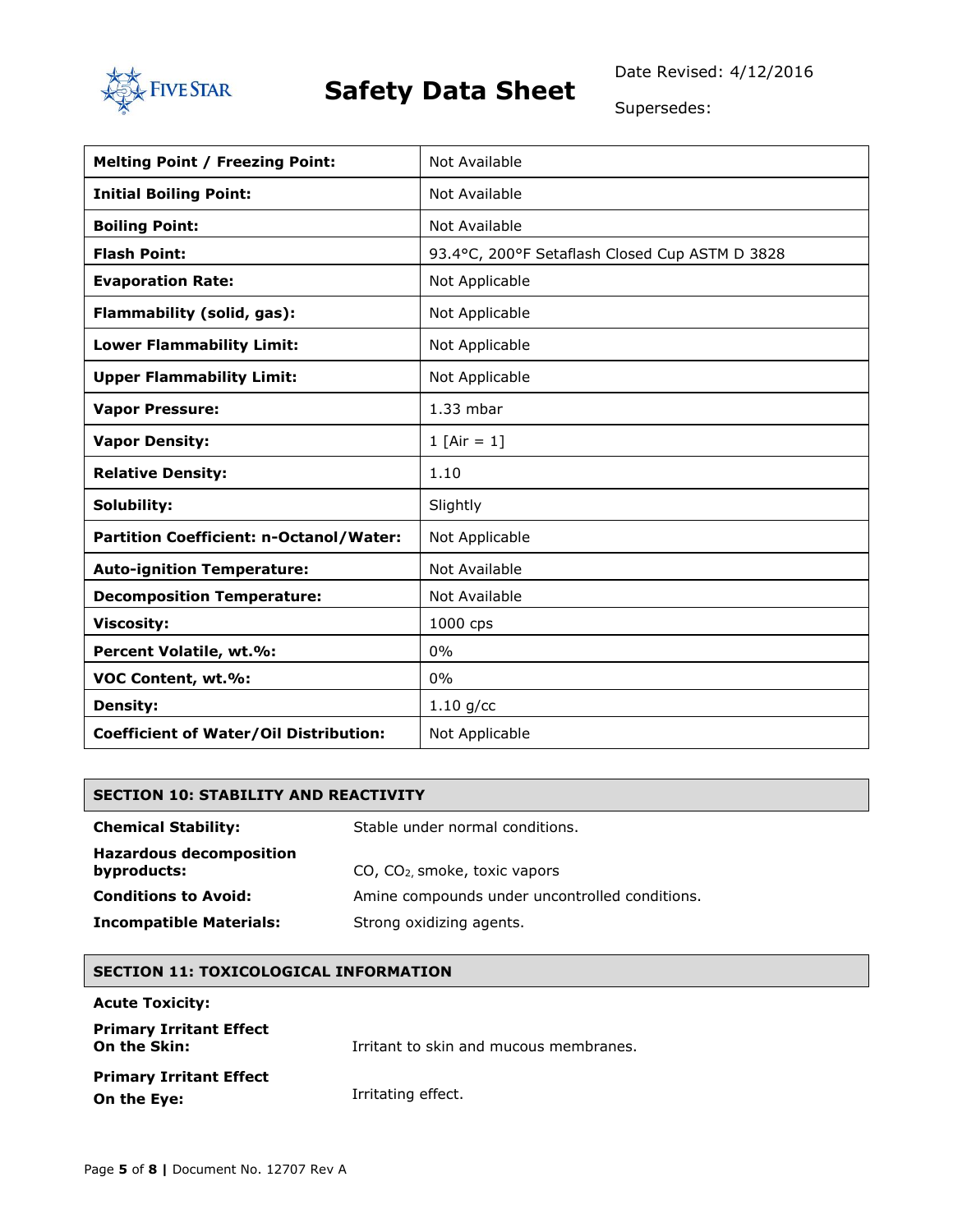| Melting Point / Freezing Point: | Not Available |
|---|---|
| **Initial Boiling Point:** | Not Available |
| **Boiling Point:** | Not Available |
| **Flash Point:** | 93.4°C, 200°F Setaflash Closed Cup ASTM D 3828 |
| **Evaporation Rate:** | Not Applicable |
| **Flammability (solid, gas):** | Not Applicable |
| **Lower Flammability Limit:** | Not Applicable |
| **Upper Flammability Limit:** | Not Applicable |
| **Vapor Pressure:** | 1.33 mbar |
| **Vapor Density:** | 1 [Air = 1] |
| **Relative Density:** | 1.10 |
| **Solubility:** | Slightly |
| **Partition Coefficient: n-Octanol/Water:** | Not Applicable |
| **Auto-ignition Temperature:** | Not Available |
| **Decomposition Temperature:** | Not Available |
| **Viscosity:** | 1000 cps |
| **Percent Volatile, wt.%:** | 0% |
| **VOC Content, wt.%:** | 0% |
| **Density:** | 1.10 g/cc |
| **Coefficient of Water/Oil Distribution:** | Not Applicable |

## SECTION 10: STABILITY AND REACTIVITY

**Chemical Stability:** Stable under normal conditions.

**Hazardous decomposition byproducts:** CO, $CO_2$, smoke, toxic vapors

**Conditions to Avoid:** Amine compounds under uncontrolled conditions.

**Incompatible Materials:** Strong oxidizing agents.

## SECTION 11: TOXICOLOGICAL INFORMATION

**Acute Toxicity:**

**Primary Irritant Effect On the Skin:** Irritant to skin and mucous membranes.

**Primary Irritant Effect On the Eye:** Irritating effect.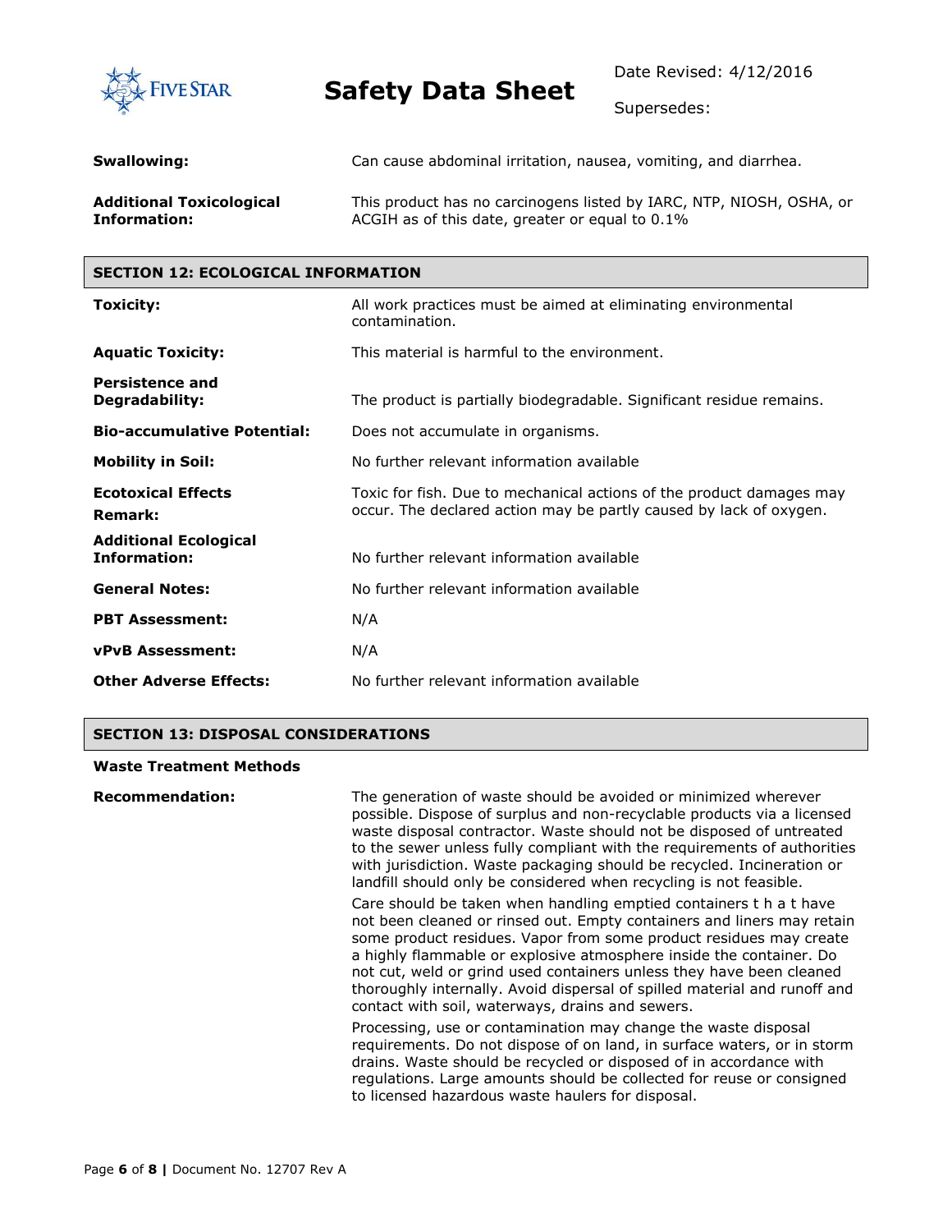| | |
|---|---|
| **Swallowing:** | Can cause abdominal irritation, nausea, vomiting, and diarrhea. |
| **Additional Toxicological Information:** | This product has no carcinogens listed by IARC, NTP, NIOSH, OSHA, or ACGIH as of this date, greater or equal to 0.1% |

## SECTION 12: ECOLOGICAL INFORMATION

| | |
|---|---|
| **Toxicity:** | All work practices must be aimed at eliminating environmental contamination. |
| **Aquatic Toxicity:** | This material is harmful to the environment. |
| **Persistence and Degradability:** | The product is partially biodegradable. Significant residue remains. |
| **Bio-accumulative Potential:** | Does not accumulate in organisms. |
| **Mobility in Soil:** | No further relevant information available |
| **Ecotoxical Effects Remark:** | Toxic for fish. Due to mechanical actions of the product damages may occur. The declared action may be partly caused by lack of oxygen. |
| **Additional Ecological Information:** | No further relevant information available |
| **General Notes:** | No further relevant information available |
| **PBT Assessment:** | N/A |
| **vPvB Assessment:** | N/A |
| **Other Adverse Effects:** | No further relevant information available |

## SECTION 13: DISPOSAL CONSIDERATIONS

**Waste Treatment Methods**

**Recommendation:**

The generation of waste should be avoided or minimized wherever possible. Dispose of surplus and non-recyclable products via a licensed waste disposal contractor. Waste should not be disposed of untreated to the sewer unless fully compliant with the requirements of authorities with jurisdiction. Waste packaging should be recycled. Incineration or landfill should only be considered when recycling is not feasible.

Care should be taken when handling emptied containers t h a t have not been cleaned or rinsed out. Empty containers and liners may retain some product residues. Vapor from some product residues may create a highly flammable or explosive atmosphere inside the container. Do not cut, weld or grind used containers unless they have been cleaned thoroughly internally. Avoid dispersal of spilled material and runoff and contact with soil, waterways, drains and sewers.

Processing, use or contamination may change the waste disposal requirements. Do not dispose of on land, in surface waters, or in storm drains. Waste should be recycled or disposed of in accordance with regulations. Large amounts should be collected for reuse or consigned to licensed hazardous waste haulers for disposal.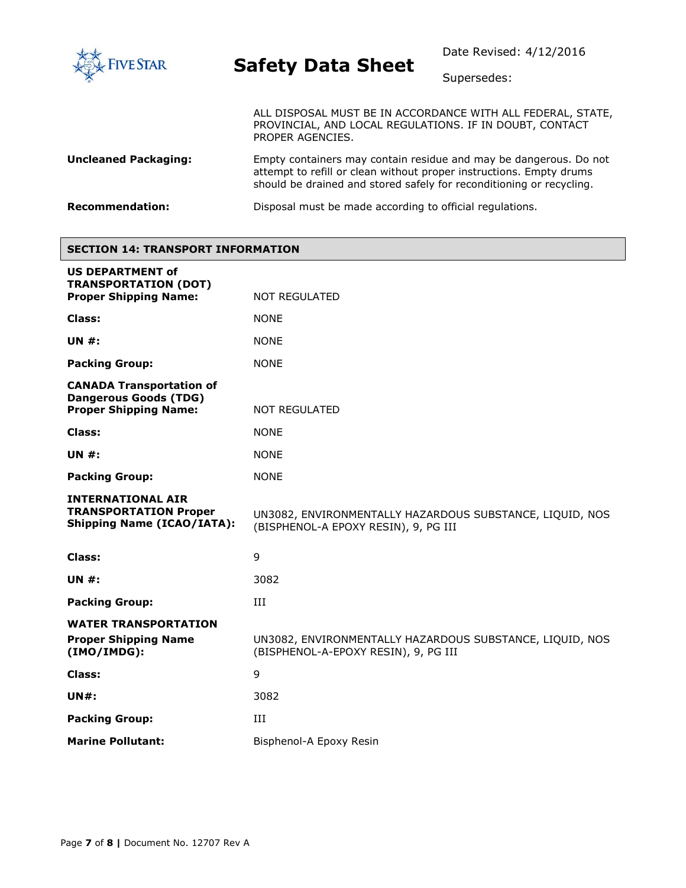ALL DISPOSAL MUST BE IN ACCORDANCE WITH ALL FEDERAL, STATE, PROVINCIAL, AND LOCAL REGULATIONS. IF IN DOUBT, CONTACT PROPER AGENCIES.

**Uncleaned Packaging:** Empty containers may contain residue and may be dangerous. Do not attempt to refill or clean without proper instructions. Empty drums should be drained and stored safely for reconditioning or recycling.

**Recommendation:** Disposal must be made according to official regulations.

## SECTION 14: TRANSPORT INFORMATION

**US DEPARTMENT of TRANSPORTATION (DOT)**

**Proper Shipping Name:** NOT REGULATED

**Class:** NONE

**UN #:** NONE

**Packing Group:** NONE

**CANADA Transportation of Dangerous Goods (TDG)**

**Proper Shipping Name:** NOT REGULATED

**Class:** NONE

**UN #:** NONE

**Packing Group:** NONE

**INTERNATIONAL AIR TRANSPORTATION Proper Shipping Name (ICAO/IATA):** UN3082, ENVIRONMENTALLY HAZARDOUS SUBSTANCE, LIQUID, NOS (BISPHENOL-A EPOXY RESIN), 9, PG III

**Class:** 9

**UN #:** 3082

**Packing Group:** III

**WATER TRANSPORTATION**

**Proper Shipping Name (IMO/IMDG):** UN3082, ENVIRONMENTALLY HAZARDOUS SUBSTANCE, LIQUID, NOS (BISPHENOL-A-EPOXY RESIN), 9, PG III

**Class:** 9

**UN#:** 3082

**Packing Group:** III

**Marine Pollutant:** Bisphenol-A Epoxy Resin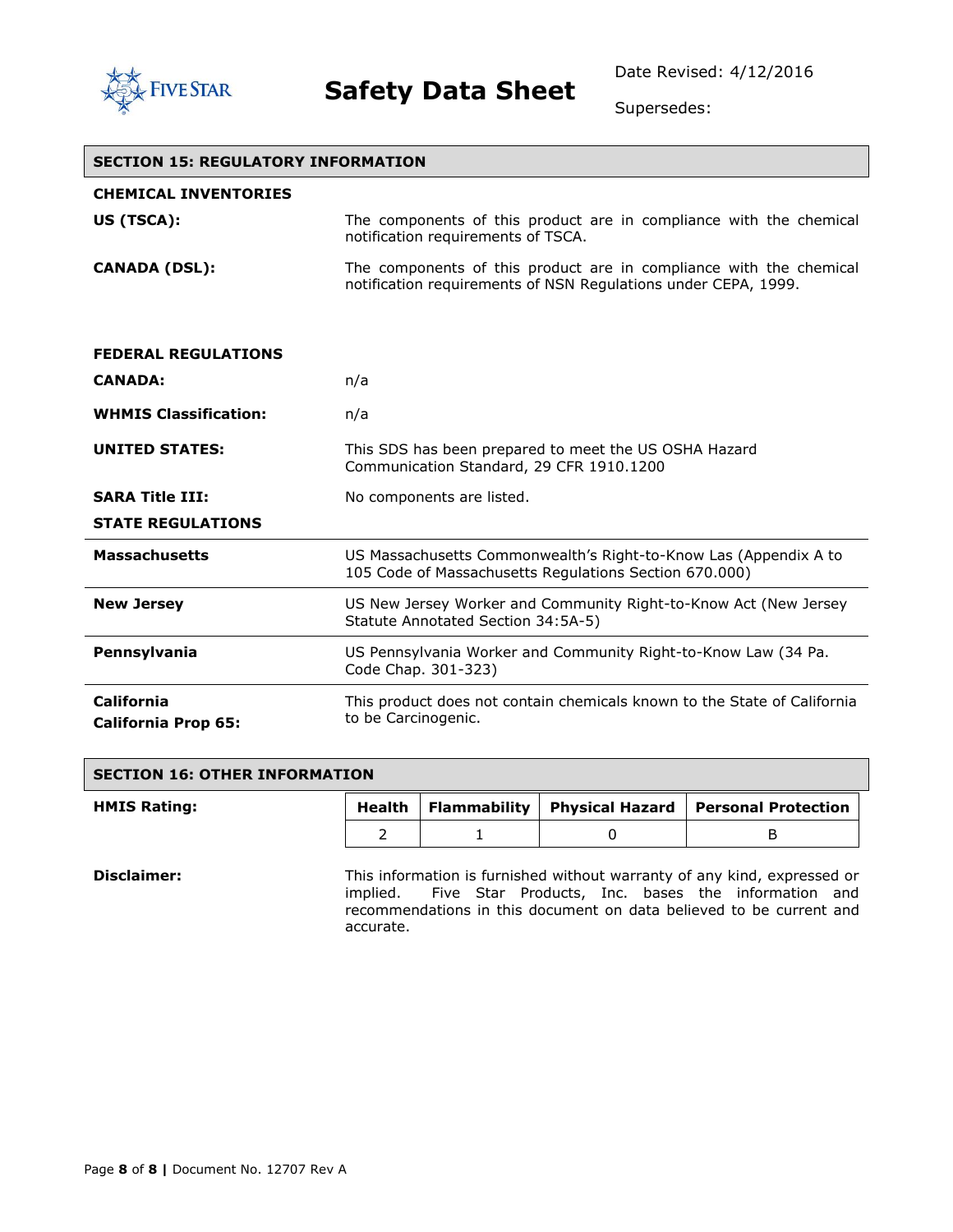# Safety Data Sheet

Date Revised: 4/12/2016

Supersedes:

## SECTION 15: REGULATORY INFORMATION

**CHEMICAL INVENTORIES**

**US (TSCA):** The components of this product are in compliance with the chemical notification requirements of TSCA.

**CANADA (DSL):** The components of this product are in compliance with the chemical notification requirements of NSN Regulations under CEPA, 1999.

**FEDERAL REGULATIONS**

**CANADA:** n/a

**WHMIS Classification:** n/a

**UNITED STATES:** This SDS has been prepared to meet the US OSHA Hazard Communication Standard, 29 CFR 1910.1200

**SARA Title III:** No components are listed.

**STATE REGULATIONS**

| | |
|---|---|
| **Massachusetts** | US Massachusetts Commonwealth's Right-to-Know Las (Appendix A to 105 Code of Massachusetts Regulations Section 670.000) |
| **New Jersey** | US New Jersey Worker and Community Right-to-Know Act (New Jersey Statute Annotated Section 34:5A-5) |
| **Pennsylvania** | US Pennsylvania Worker and Community Right-to-Know Law (34 Pa. Code Chap. 301-323) |
| **California**<br>**California Prop 65:** | This product does not contain chemicals known to the State of California to be Carcinogenic. |

## SECTION 16: OTHER INFORMATION

**HMIS Rating:**

| Health | Flammability | Physical Hazard | Personal Protection |
|---|---|---|---|
| 2 | 1 | 0 | B |

**Disclaimer:** This information is furnished without warranty of any kind, expressed or implied. Five Star Products, Inc. bases the information and recommendations in this document on data believed to be current and accurate.

Document No. 12707 Rev A